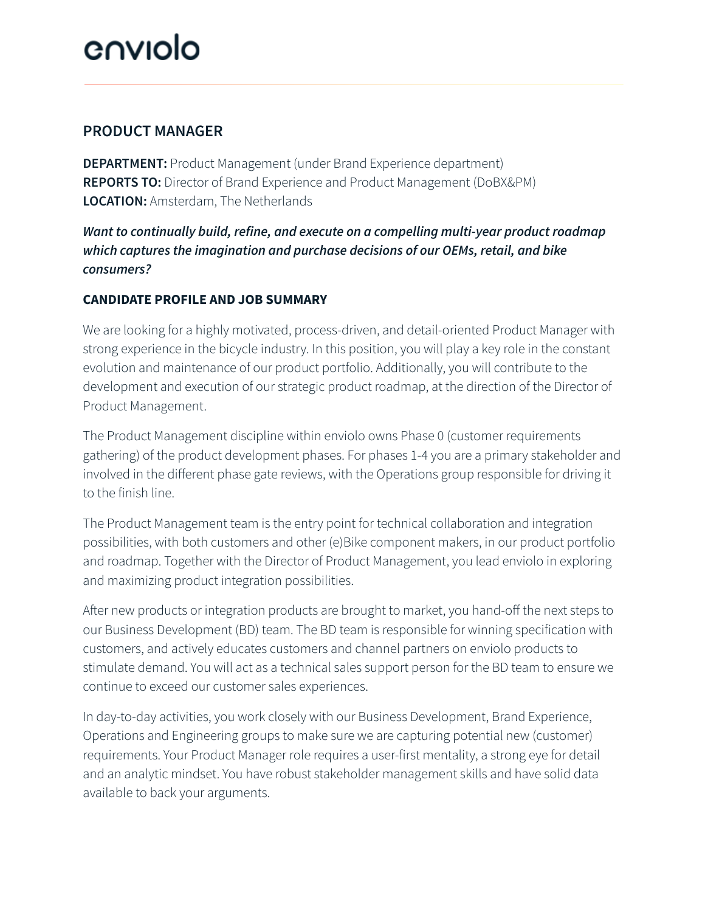enviolo

## PRODUCT MANAGER

**DEPARTMENT:** Product Management (under Brand Experience department)
**REPORTS TO:** Director of Brand Experience and Product Management (DoBX&PM)
**LOCATION:** Amsterdam, The Netherlands

***Want to continually build, refine, and execute on a compelling multi-year product roadmap which captures the imagination and purchase decisions of our OEMs, retail, and bike consumers?***

### CANDIDATE PROFILE AND JOB SUMMARY

We are looking for a highly motivated, process-driven, and detail-oriented Product Manager with strong experience in the bicycle industry. In this position, you will play a key role in the constant evolution and maintenance of our product portfolio. Additionally, you will contribute to the development and execution of our strategic product roadmap, at the direction of the Director of Product Management.

The Product Management discipline within enviolo owns Phase 0 (customer requirements gathering) of the product development phases. For phases 1-4 you are a primary stakeholder and involved in the different phase gate reviews, with the Operations group responsible for driving it to the finish line.

The Product Management team is the entry point for technical collaboration and integration possibilities, with both customers and other (e)Bike component makers, in our product portfolio and roadmap. Together with the Director of Product Management, you lead enviolo in exploring and maximizing product integration possibilities.

After new products or integration products are brought to market, you hand-off the next steps to our Business Development (BD) team. The BD team is responsible for winning specification with customers, and actively educates customers and channel partners on enviolo products to stimulate demand. You will act as a technical sales support person for the BD team to ensure we continue to exceed our customer sales experiences.

In day-to-day activities, you work closely with our Business Development, Brand Experience, Operations and Engineering groups to make sure we are capturing potential new (customer) requirements. Your Product Manager role requires a user-first mentality, a strong eye for detail and an analytic mindset. You have robust stakeholder management skills and have solid data available to back your arguments.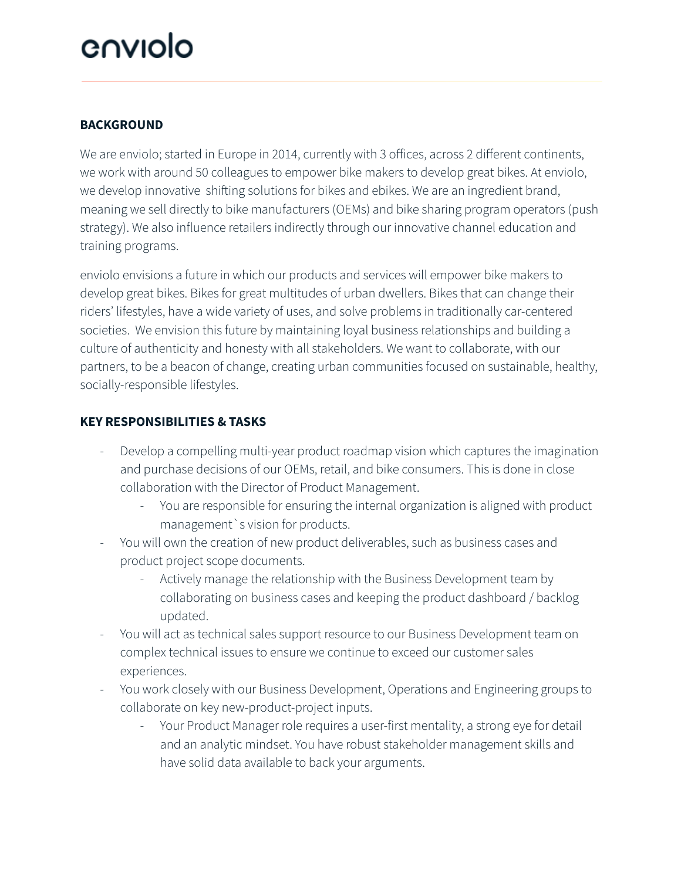enviolo

**BACKGROUND**

We are enviolo; started in Europe in 2014, currently with 3 offices, across 2 different continents, we work with around 50 colleagues to empower bike makers to develop great bikes. At enviolo, we develop innovative shifting solutions for bikes and ebikes. We are an ingredient brand, meaning we sell directly to bike manufacturers (OEMs) and bike sharing program operators (push strategy). We also influence retailers indirectly through our innovative channel education and training programs.

enviolo envisions a future in which our products and services will empower bike makers to develop great bikes. Bikes for great multitudes of urban dwellers. Bikes that can change their riders' lifestyles, have a wide variety of uses, and solve problems in traditionally car-centered societies. We envision this future by maintaining loyal business relationships and building a culture of authenticity and honesty with all stakeholders. We want to collaborate, with our partners, to be a beacon of change, creating urban communities focused on sustainable, healthy, socially-responsible lifestyles.

**KEY RESPONSIBILITIES & TASKS**

- Develop a compelling multi-year product roadmap vision which captures the imagination and purchase decisions of our OEMs, retail, and bike consumers. This is done in close collaboration with the Director of Product Management.
  - You are responsible for ensuring the internal organization is aligned with product management`s vision for products.
- You will own the creation of new product deliverables, such as business cases and product project scope documents.
  - Actively manage the relationship with the Business Development team by collaborating on business cases and keeping the product dashboard / backlog updated.
- You will act as technical sales support resource to our Business Development team on complex technical issues to ensure we continue to exceed our customer sales experiences.
- You work closely with our Business Development, Operations and Engineering groups to collaborate on key new-product-project inputs.
  - Your Product Manager role requires a user-first mentality, a strong eye for detail and an analytic mindset. You have robust stakeholder management skills and have solid data available to back your arguments.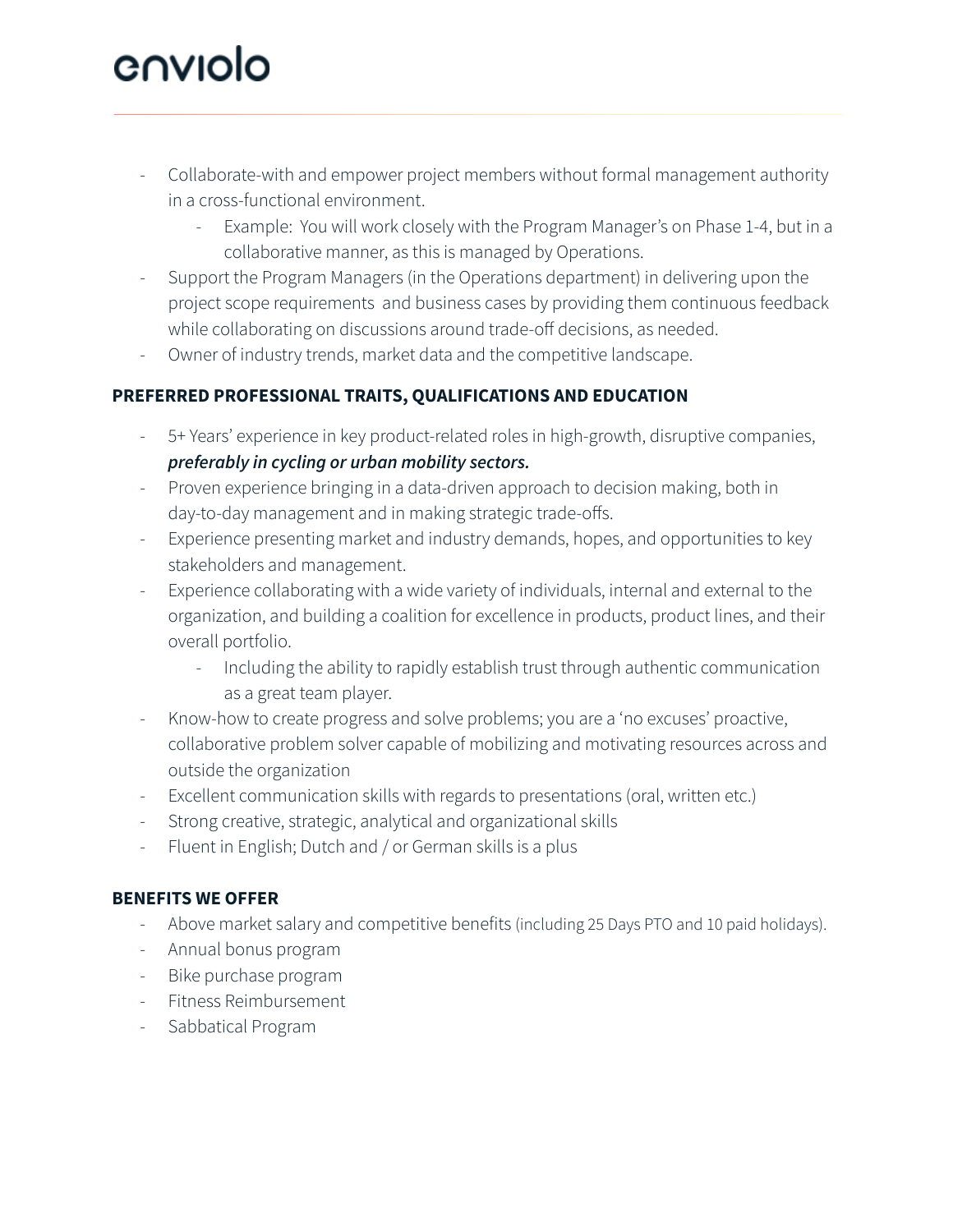- Collaborate-with and empower project members without formal management authority in a cross-functional environment.
    - Example: You will work closely with the Program Manager's on Phase 1-4, but in a collaborative manner, as this is managed by Operations.
- Support the Program Managers (in the Operations department) in delivering upon the project scope requirements and business cases by providing them continuous feedback while collaborating on discussions around trade-off decisions, as needed.
- Owner of industry trends, market data and the competitive landscape.

## PREFERRED PROFESSIONAL TRAITS, QUALIFICATIONS AND EDUCATION

- 5+ Years' experience in key product-related roles in high-growth, disruptive companies, ***preferably in cycling or urban mobility sectors.***
- Proven experience bringing in a data-driven approach to decision making, both in day-to-day management and in making strategic trade-offs.
- Experience presenting market and industry demands, hopes, and opportunities to key stakeholders and management.
- Experience collaborating with a wide variety of individuals, internal and external to the organization, and building a coalition for excellence in products, product lines, and their overall portfolio.
    - Including the ability to rapidly establish trust through authentic communication as a great team player.
- Know-how to create progress and solve problems; you are a 'no excuses' proactive, collaborative problem solver capable of mobilizing and motivating resources across and outside the organization
- Excellent communication skills with regards to presentations (oral, written etc.)
- Strong creative, strategic, analytical and organizational skills
- Fluent in English; Dutch and / or German skills is a plus

## BENEFITS WE OFFER

- Above market salary and competitive benefits (including 25 Days PTO and 10 paid holidays).
- Annual bonus program
- Bike purchase program
- Fitness Reimbursement
- Sabbatical Program